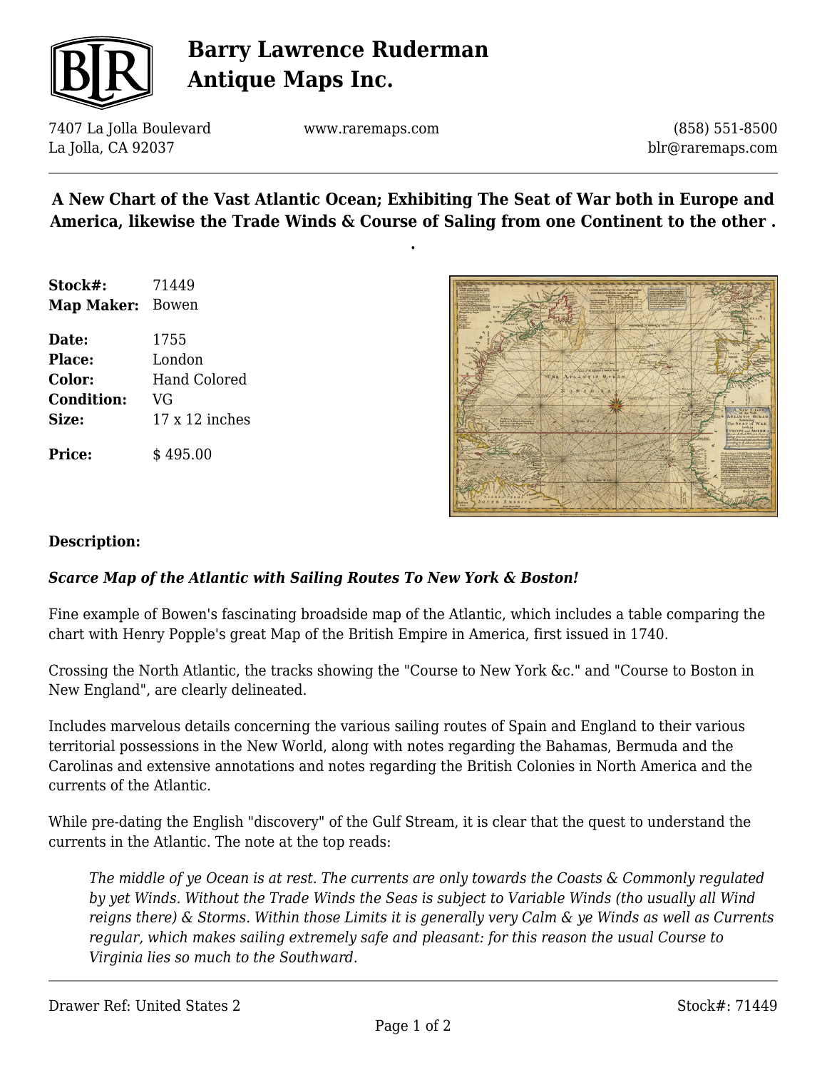# Barry Lawrence Ruderman Antique Maps Inc.

7407 La Jolla Boulevard
La Jolla, CA 92037

www.raremaps.com

(858) 551-8500
blr@raremaps.com

## A New Chart of the Vast Atlantic Ocean; Exhibiting The Seat of War both in Europe and America, likewise the Trade Winds & Course of Saling from one Continent to the other . .

**Stock#:** 71449
**Map Maker:** Bowen

**Date:** 1755
**Place:** London
**Color:** Hand Colored
**Condition:** VG
**Size:** 17 x 12 inches

**Price:** $ 495.00

**Description:**

***Scarce Map of the Atlantic with Sailing Routes To New York & Boston!***

Fine example of Bowen's fascinating broadside map of the Atlantic, which includes a table comparing the chart with Henry Popple's great Map of the British Empire in America, first issued in 1740.

Crossing the North Atlantic, the tracks showing the "Course to New York &c." and "Course to Boston in New England", are clearly delineated.

Includes marvelous details concerning the various sailing routes of Spain and England to their various territorial possessions in the New World, along with notes regarding the Bahamas, Bermuda and the Carolinas and extensive annotations and notes regarding the British Colonies in North America and the currents of the Atlantic.

While pre-dating the English "discovery" of the Gulf Stream, it is clear that the quest to understand the currents in the Atlantic. The note at the top reads:

> *The middle of ye Ocean is at rest. The currents are only towards the Coasts & Commonly regulated by yet Winds. Without the Trade Winds the Seas is subject to Variable Winds (tho usually all Wind reigns there) & Storms. Within those Limits it is generally very Calm & ye Winds as well as Currents regular, which makes sailing extremely safe and pleasant: for this reason the usual Course to Virginia lies so much to the Southward.*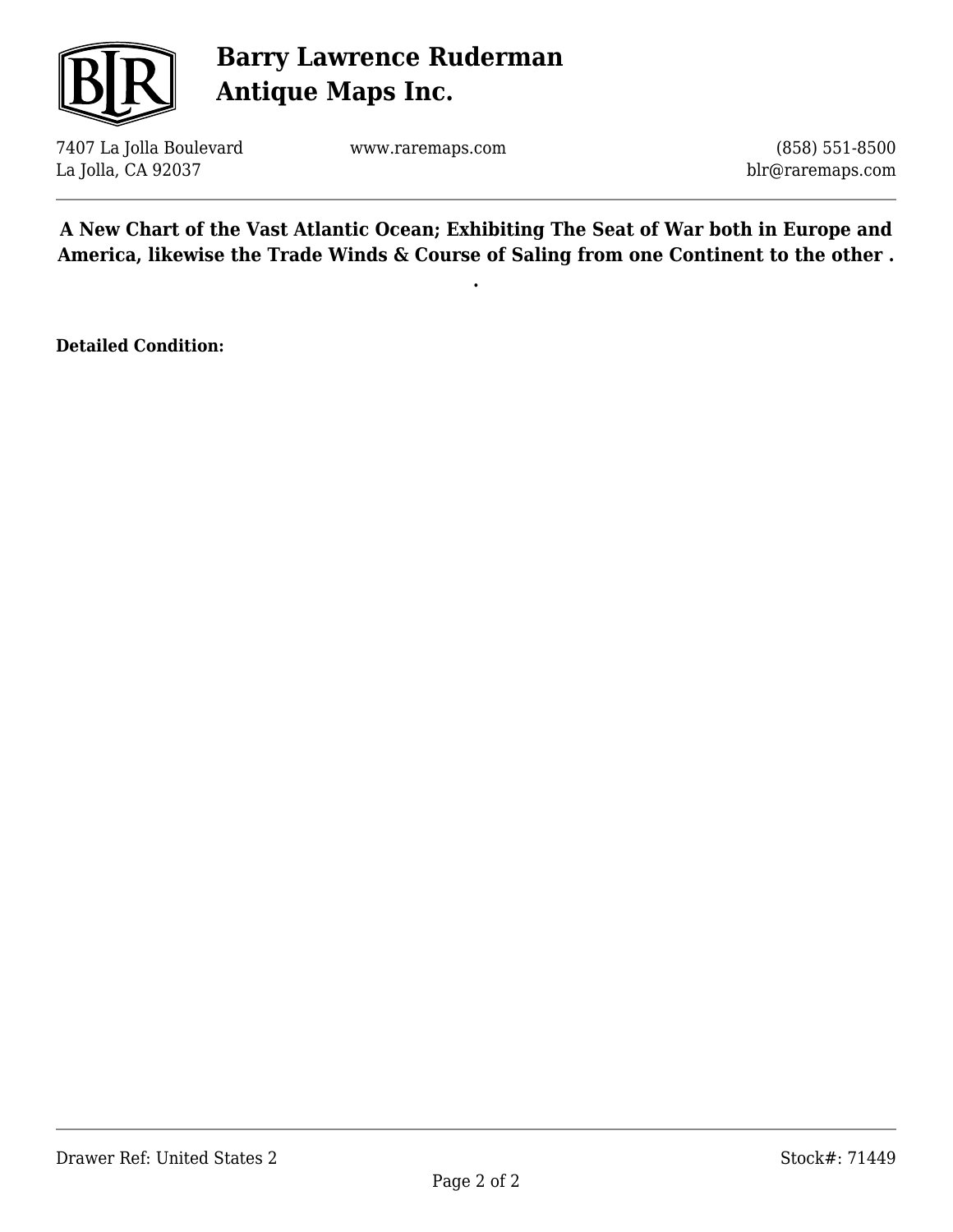**A New Chart of the Vast Atlantic Ocean; Exhibiting The Seat of War both in Europe and America, likewise the Trade Winds & Course of Saling from one Continent to the other . .**

**Detailed Condition:**